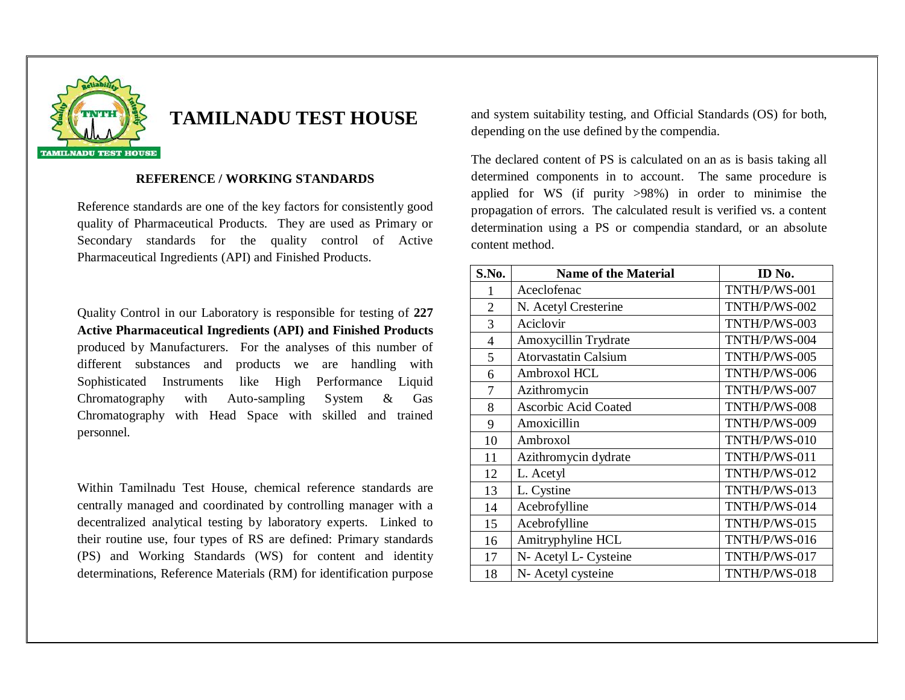# TAMILNADU TEST HOUSE

## REFERENCE / WORKING STANDARDS

Reference standards are one of the key factors for consistently good quality of Pharmaceutical Products. They are used as Primary or Secondary standards for the quality control of Active Pharmaceutical Ingredients (API) and Finished Products.

Quality Control in our Laboratory is responsible for testing of **227 Active Pharmaceutical Ingredients (API) and Finished Products** produced by Manufacturers. For the analyses of this number of different substances and products we are handling with Sophisticated Instruments like High Performance Liquid Chromatography with Auto-sampling System & Gas Chromatography with Head Space with skilled and trained personnel.

Within Tamilnadu Test House, chemical reference standards are centrally managed and coordinated by controlling manager with a decentralized analytical testing by laboratory experts. Linked to their routine use, four types of RS are defined: Primary standards (PS) and Working Standards (WS) for content and identity determinations, Reference Materials (RM) for identification purpose and system suitability testing, and Official Standards (OS) for both, depending on the use defined by the compendia.

The declared content of PS is calculated on an as is basis taking all determined components in to account. The same procedure is applied for WS (if purity >98%) in order to minimise the propagation of errors. The calculated result is verified vs. a content determination using a PS or compendia standard, or an absolute content method.

| S.No. | Name of the Material | ID No. |
|---|---|---|
| 1 | Aceclofenac | TNTH/P/WS-001 |
| 2 | N. Acetyl Cresterine | TNTH/P/WS-002 |
| 3 | Aciclovir | TNTH/P/WS-003 |
| 4 | Amoxycillin Trydrate | TNTH/P/WS-004 |
| 5 | Atorvastatin Calsium | TNTH/P/WS-005 |
| 6 | Ambroxol HCL | TNTH/P/WS-006 |
| 7 | Azithromycin | TNTH/P/WS-007 |
| 8 | Ascorbic Acid Coated | TNTH/P/WS-008 |
| 9 | Amoxicillin | TNTH/P/WS-009 |
| 10 | Ambroxol | TNTH/P/WS-010 |
| 11 | Azithromycin dydrate | TNTH/P/WS-011 |
| 12 | L. Acetyl | TNTH/P/WS-012 |
| 13 | L. Cystine | TNTH/P/WS-013 |
| 14 | Acebrofylline | TNTH/P/WS-014 |
| 15 | Acebrofylline | TNTH/P/WS-015 |
| 16 | Amitryphyline HCL | TNTH/P/WS-016 |
| 17 | N- Acetyl L- Cysteine | TNTH/P/WS-017 |
| 18 | N- Acetyl cysteine | TNTH/P/WS-018 |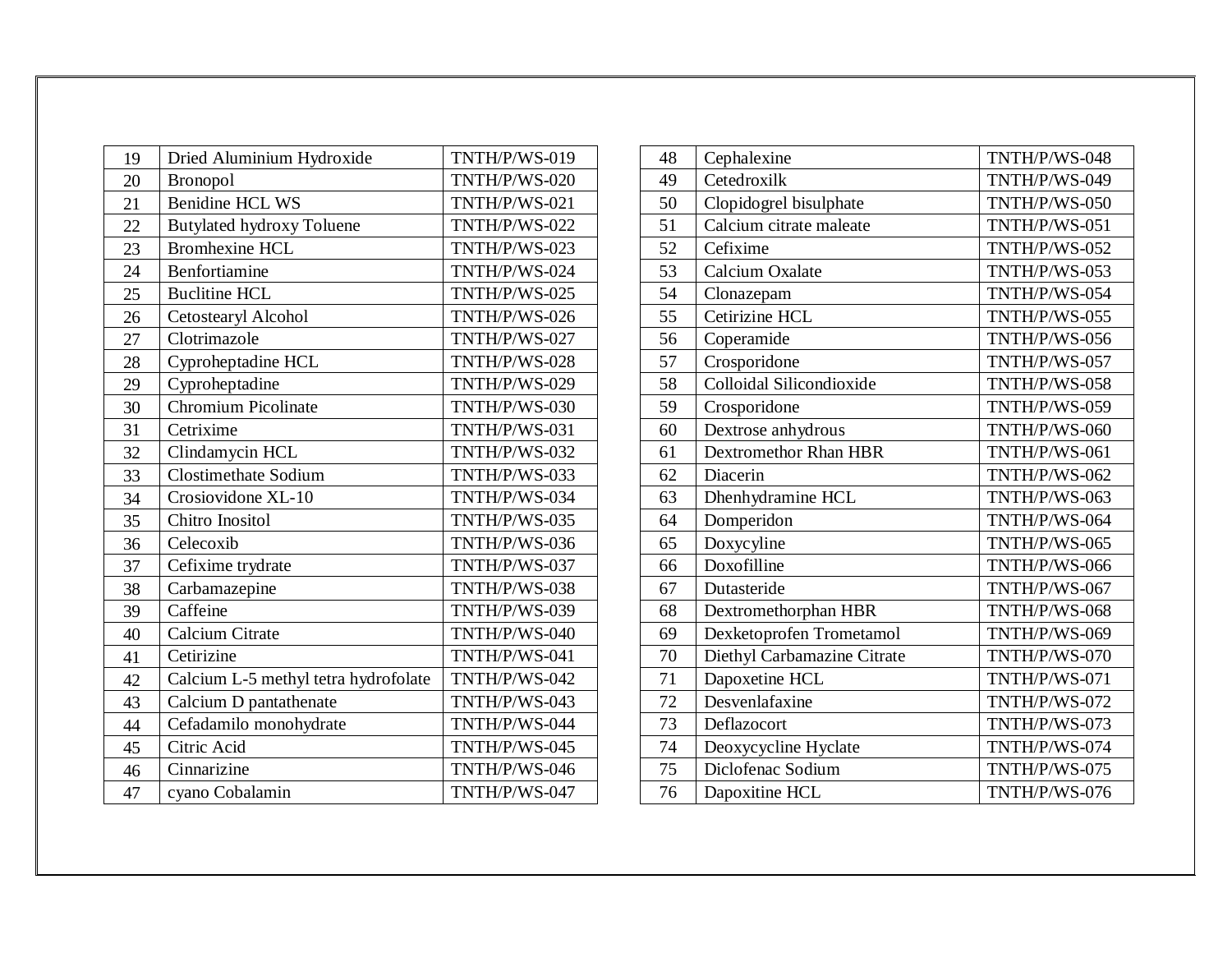| 19 | Dried Aluminium Hydroxide | TNTH/P/WS-019 |
|---|---|---|
| 20 | Bronopol | TNTH/P/WS-020 |
| 21 | Benidine HCL WS | TNTH/P/WS-021 |
| 22 | Butylated hydroxy Toluene | TNTH/P/WS-022 |
| 23 | Bromhexine HCL | TNTH/P/WS-023 |
| 24 | Benfortiamine | TNTH/P/WS-024 |
| 25 | Buclitine HCL | TNTH/P/WS-025 |
| 26 | Cetostearyl Alcohol | TNTH/P/WS-026 |
| 27 | Clotrimazole | TNTH/P/WS-027 |
| 28 | Cyproheptadine HCL | TNTH/P/WS-028 |
| 29 | Cyproheptadine | TNTH/P/WS-029 |
| 30 | Chromium Picolinate | TNTH/P/WS-030 |
| 31 | Cetrixime | TNTH/P/WS-031 |
| 32 | Clindamycin HCL | TNTH/P/WS-032 |
| 33 | Clostimethate Sodium | TNTH/P/WS-033 |
| 34 | Crosiovidone XL-10 | TNTH/P/WS-034 |
| 35 | Chitro Inositol | TNTH/P/WS-035 |
| 36 | Celecoxib | TNTH/P/WS-036 |
| 37 | Cefixime trydrate | TNTH/P/WS-037 |
| 38 | Carbamazepine | TNTH/P/WS-038 |
| 39 | Caffeine | TNTH/P/WS-039 |
| 40 | Calcium Citrate | TNTH/P/WS-040 |
| 41 | Cetirizine | TNTH/P/WS-041 |
| 42 | Calcium L-5 methyl tetra hydrofolate | TNTH/P/WS-042 |
| 43 | Calcium D pantathenate | TNTH/P/WS-043 |
| 44 | Cefadamilo monohydrate | TNTH/P/WS-044 |
| 45 | Citric Acid | TNTH/P/WS-045 |
| 46 | Cinnarizine | TNTH/P/WS-046 |
| 47 | cyano Cobalamin | TNTH/P/WS-047 |
| 48 | Cephalexine | TNTH/P/WS-048 |
| 49 | Cetedroxilk | TNTH/P/WS-049 |
| 50 | Clopidogrel bisulphate | TNTH/P/WS-050 |
| 51 | Calcium citrate maleate | TNTH/P/WS-051 |
| 52 | Cefixime | TNTH/P/WS-052 |
| 53 | Calcium Oxalate | TNTH/P/WS-053 |
| 54 | Clonazepam | TNTH/P/WS-054 |
| 55 | Cetirizine HCL | TNTH/P/WS-055 |
| 56 | Coperamide | TNTH/P/WS-056 |
| 57 | Crosporidone | TNTH/P/WS-057 |
| 58 | Colloidal Silicondioxide | TNTH/P/WS-058 |
| 59 | Crosporidone | TNTH/P/WS-059 |
| 60 | Dextrose anhydrous | TNTH/P/WS-060 |
| 61 | Dextromethor Rhan HBR | TNTH/P/WS-061 |
| 62 | Diacerin | TNTH/P/WS-062 |
| 63 | Dhenhydramine HCL | TNTH/P/WS-063 |
| 64 | Domperidon | TNTH/P/WS-064 |
| 65 | Doxycyline | TNTH/P/WS-065 |
| 66 | Doxofilline | TNTH/P/WS-066 |
| 67 | Dutasteride | TNTH/P/WS-067 |
| 68 | Dextromethorphan HBR | TNTH/P/WS-068 |
| 69 | Dexketoprofen Trometamol | TNTH/P/WS-069 |
| 70 | Diethyl Carbamazine Citrate | TNTH/P/WS-070 |
| 71 | Dapoxetine HCL | TNTH/P/WS-071 |
| 72 | Desvenlafaxine | TNTH/P/WS-072 |
| 73 | Deflazocort | TNTH/P/WS-073 |
| 74 | Deoxycycline Hyclate | TNTH/P/WS-074 |
| 75 | Diclofenac Sodium | TNTH/P/WS-075 |
| 76 | Dapoxitine HCL | TNTH/P/WS-076 |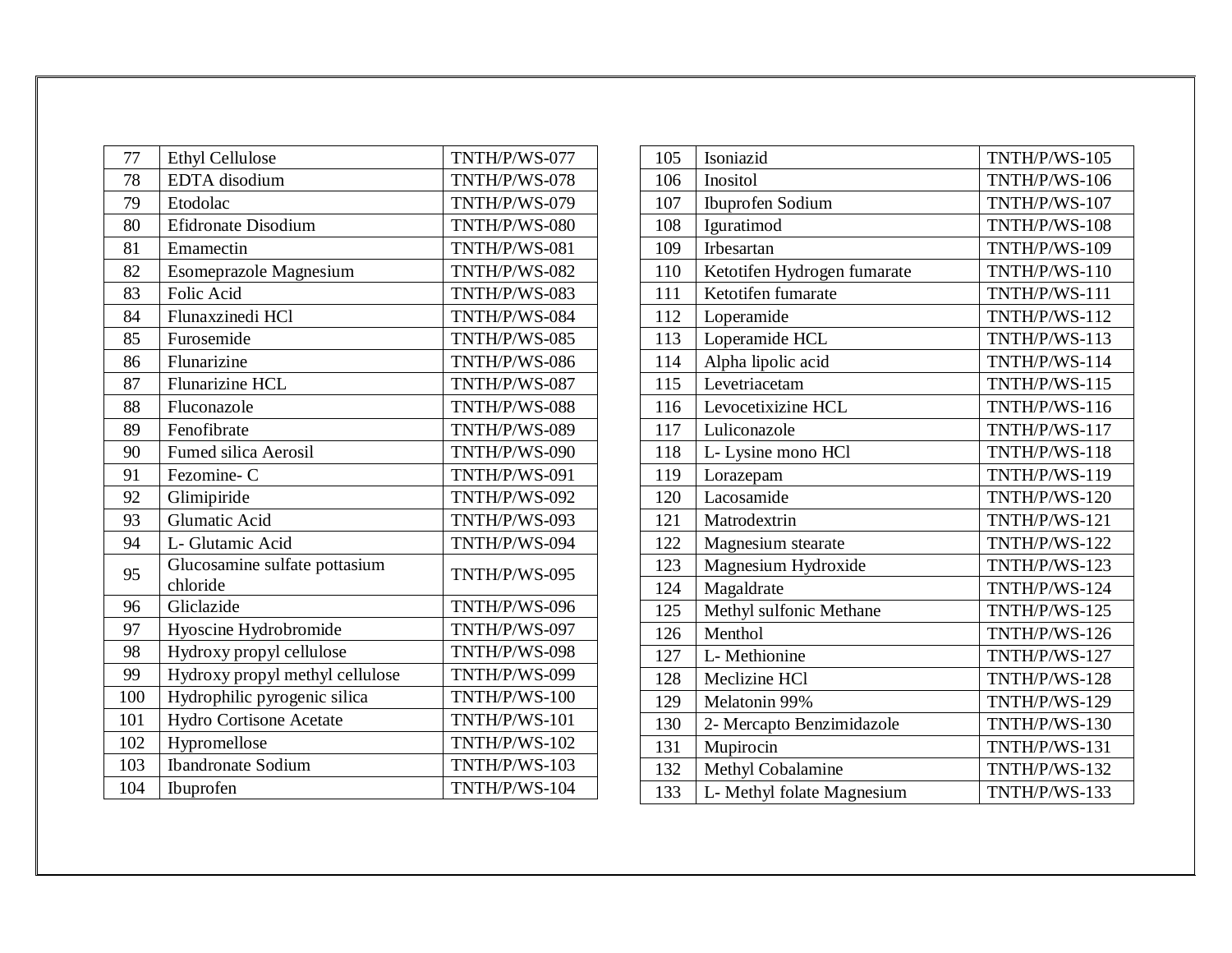| 77 | Ethyl Cellulose | TNTH/P/WS-077 |
|---|---|---|
| 78 | EDTA disodium | TNTH/P/WS-078 |
| 79 | Etodolac | TNTH/P/WS-079 |
| 80 | Efidronate Disodium | TNTH/P/WS-080 |
| 81 | Emamectin | TNTH/P/WS-081 |
| 82 | Esomeprazole Magnesium | TNTH/P/WS-082 |
| 83 | Folic Acid | TNTH/P/WS-083 |
| 84 | Flunaxzinedi HCl | TNTH/P/WS-084 |
| 85 | Furosemide | TNTH/P/WS-085 |
| 86 | Flunarizine | TNTH/P/WS-086 |
| 87 | Flunarizine HCL | TNTH/P/WS-087 |
| 88 | Fluconazole | TNTH/P/WS-088 |
| 89 | Fenofibrate | TNTH/P/WS-089 |
| 90 | Fumed silica Aerosil | TNTH/P/WS-090 |
| 91 | Fezomine- C | TNTH/P/WS-091 |
| 92 | Glimipiride | TNTH/P/WS-092 |
| 93 | Glumatic Acid | TNTH/P/WS-093 |
| 94 | L- Glutamic Acid | TNTH/P/WS-094 |
| 95 | Glucosamine sulfate pottasium chloride | TNTH/P/WS-095 |
| 96 | Gliclazide | TNTH/P/WS-096 |
| 97 | Hyoscine Hydrobromide | TNTH/P/WS-097 |
| 98 | Hydroxy propyl cellulose | TNTH/P/WS-098 |
| 99 | Hydroxy propyl methyl cellulose | TNTH/P/WS-099 |
| 100 | Hydrophilic pyrogenic silica | TNTH/P/WS-100 |
| 101 | Hydro Cortisone Acetate | TNTH/P/WS-101 |
| 102 | Hypromellose | TNTH/P/WS-102 |
| 103 | Ibandronate Sodium | TNTH/P/WS-103 |
| 104 | Ibuprofen | TNTH/P/WS-104 |
| 105 | Isoniazid | TNTH/P/WS-105 |
| 106 | Inositol | TNTH/P/WS-106 |
| 107 | Ibuprofen Sodium | TNTH/P/WS-107 |
| 108 | Iguratimod | TNTH/P/WS-108 |
| 109 | Irbesartan | TNTH/P/WS-109 |
| 110 | Ketotifen Hydrogen fumarate | TNTH/P/WS-110 |
| 111 | Ketotifen fumarate | TNTH/P/WS-111 |
| 112 | Loperamide | TNTH/P/WS-112 |
| 113 | Loperamide HCL | TNTH/P/WS-113 |
| 114 | Alpha lipolic acid | TNTH/P/WS-114 |
| 115 | Levetriacetam | TNTH/P/WS-115 |
| 116 | Levocetixizine HCL | TNTH/P/WS-116 |
| 117 | Luliconazole | TNTH/P/WS-117 |
| 118 | L- Lysine mono HCl | TNTH/P/WS-118 |
| 119 | Lorazepam | TNTH/P/WS-119 |
| 120 | Lacosamide | TNTH/P/WS-120 |
| 121 | Matrodextrin | TNTH/P/WS-121 |
| 122 | Magnesium stearate | TNTH/P/WS-122 |
| 123 | Magnesium Hydroxide | TNTH/P/WS-123 |
| 124 | Magaldrate | TNTH/P/WS-124 |
| 125 | Methyl sulfonic Methane | TNTH/P/WS-125 |
| 126 | Menthol | TNTH/P/WS-126 |
| 127 | L- Methionine | TNTH/P/WS-127 |
| 128 | Meclizine HCl | TNTH/P/WS-128 |
| 129 | Melatonin 99% | TNTH/P/WS-129 |
| 130 | 2- Mercapto Benzimidazole | TNTH/P/WS-130 |
| 131 | Mupirocin | TNTH/P/WS-131 |
| 132 | Methyl Cobalamine | TNTH/P/WS-132 |
| 133 | L- Methyl folate Magnesium | TNTH/P/WS-133 |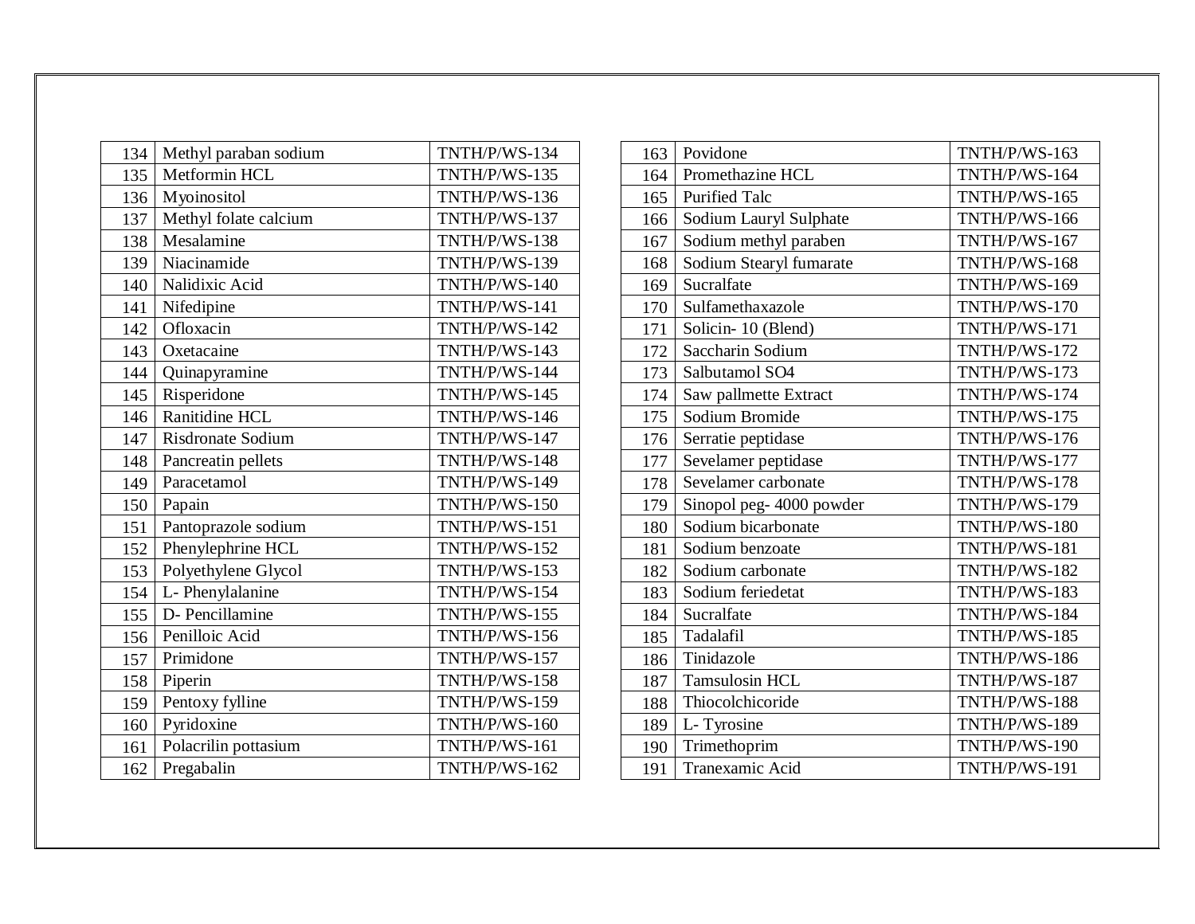| | | |
|---|---|---|
| 134 | Methyl paraban sodium | TNTH/P/WS-134 |
| 135 | Metformin HCL | TNTH/P/WS-135 |
| 136 | Myoinositol | TNTH/P/WS-136 |
| 137 | Methyl folate calcium | TNTH/P/WS-137 |
| 138 | Mesalamine | TNTH/P/WS-138 |
| 139 | Niacinamide | TNTH/P/WS-139 |
| 140 | Nalidixic Acid | TNTH/P/WS-140 |
| 141 | Nifedipine | TNTH/P/WS-141 |
| 142 | Ofloxacin | TNTH/P/WS-142 |
| 143 | Oxetacaine | TNTH/P/WS-143 |
| 144 | Quinapyramine | TNTH/P/WS-144 |
| 145 | Risperidone | TNTH/P/WS-145 |
| 146 | Ranitidine HCL | TNTH/P/WS-146 |
| 147 | Risdronate Sodium | TNTH/P/WS-147 |
| 148 | Pancreatin pellets | TNTH/P/WS-148 |
| 149 | Paracetamol | TNTH/P/WS-149 |
| 150 | Papain | TNTH/P/WS-150 |
| 151 | Pantoprazole sodium | TNTH/P/WS-151 |
| 152 | Phenylephrine HCL | TNTH/P/WS-152 |
| 153 | Polyethylene Glycol | TNTH/P/WS-153 |
| 154 | L- Phenylalanine | TNTH/P/WS-154 |
| 155 | D- Pencillamine | TNTH/P/WS-155 |
| 156 | Penilloic Acid | TNTH/P/WS-156 |
| 157 | Primidone | TNTH/P/WS-157 |
| 158 | Piperin | TNTH/P/WS-158 |
| 159 | Pentoxy fylline | TNTH/P/WS-159 |
| 160 | Pyridoxine | TNTH/P/WS-160 |
| 161 | Polacrilin pottasium | TNTH/P/WS-161 |
| 162 | Pregabalin | TNTH/P/WS-162 |
| 163 | Povidone | TNTH/P/WS-163 |
| 164 | Promethazine HCL | TNTH/P/WS-164 |
| 165 | Purified Talc | TNTH/P/WS-165 |
| 166 | Sodium Lauryl Sulphate | TNTH/P/WS-166 |
| 167 | Sodium methyl paraben | TNTH/P/WS-167 |
| 168 | Sodium Stearyl fumarate | TNTH/P/WS-168 |
| 169 | Sucralfate | TNTH/P/WS-169 |
| 170 | Sulfamethaxazole | TNTH/P/WS-170 |
| 171 | Solicin- 10 (Blend) | TNTH/P/WS-171 |
| 172 | Saccharin Sodium | TNTH/P/WS-172 |
| 173 | Salbutamol SO4 | TNTH/P/WS-173 |
| 174 | Saw pallmette Extract | TNTH/P/WS-174 |
| 175 | Sodium Bromide | TNTH/P/WS-175 |
| 176 | Serratie peptidase | TNTH/P/WS-176 |
| 177 | Sevelamer peptidase | TNTH/P/WS-177 |
| 178 | Sevelamer carbonate | TNTH/P/WS-178 |
| 179 | Sinopol peg- 4000 powder | TNTH/P/WS-179 |
| 180 | Sodium bicarbonate | TNTH/P/WS-180 |
| 181 | Sodium benzoate | TNTH/P/WS-181 |
| 182 | Sodium carbonate | TNTH/P/WS-182 |
| 183 | Sodium feriedetat | TNTH/P/WS-183 |
| 184 | Sucralfate | TNTH/P/WS-184 |
| 185 | Tadalafil | TNTH/P/WS-185 |
| 186 | Tinidazole | TNTH/P/WS-186 |
| 187 | Tamsulosin HCL | TNTH/P/WS-187 |
| 188 | Thiocolchicoride | TNTH/P/WS-188 |
| 189 | L- Tyrosine | TNTH/P/WS-189 |
| 190 | Trimethoprim | TNTH/P/WS-190 |
| 191 | Tranexamic Acid | TNTH/P/WS-191 |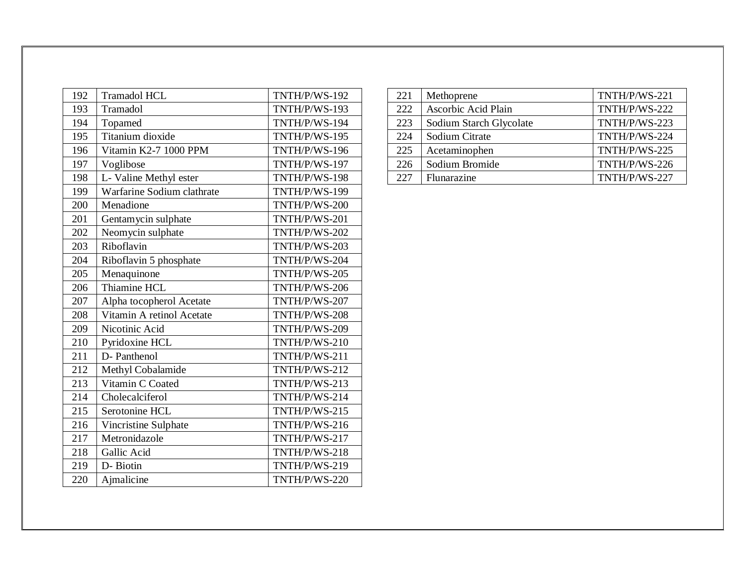| | | |
|---|---|---|
| 192 | Tramadol HCL | TNTH/P/WS-192 |
| 193 | Tramadol | TNTH/P/WS-193 |
| 194 | Topamed | TNTH/P/WS-194 |
| 195 | Titanium dioxide | TNTH/P/WS-195 |
| 196 | Vitamin K2-7 1000 PPM | TNTH/P/WS-196 |
| 197 | Voglibose | TNTH/P/WS-197 |
| 198 | L- Valine Methyl ester | TNTH/P/WS-198 |
| 199 | Warfarine Sodium clathrate | TNTH/P/WS-199 |
| 200 | Menadione | TNTH/P/WS-200 |
| 201 | Gentamycin sulphate | TNTH/P/WS-201 |
| 202 | Neomycin sulphate | TNTH/P/WS-202 |
| 203 | Riboflavin | TNTH/P/WS-203 |
| 204 | Riboflavin 5 phosphate | TNTH/P/WS-204 |
| 205 | Menaquinone | TNTH/P/WS-205 |
| 206 | Thiamine HCL | TNTH/P/WS-206 |
| 207 | Alpha tocopherol Acetate | TNTH/P/WS-207 |
| 208 | Vitamin A retinol Acetate | TNTH/P/WS-208 |
| 209 | Nicotinic Acid | TNTH/P/WS-209 |
| 210 | Pyridoxine HCL | TNTH/P/WS-210 |
| 211 | D- Panthenol | TNTH/P/WS-211 |
| 212 | Methyl Cobalamide | TNTH/P/WS-212 |
| 213 | Vitamin C Coated | TNTH/P/WS-213 |
| 214 | Cholecalciferol | TNTH/P/WS-214 |
| 215 | Serotonine HCL | TNTH/P/WS-215 |
| 216 | Vincristine Sulphate | TNTH/P/WS-216 |
| 217 | Metronidazole | TNTH/P/WS-217 |
| 218 | Gallic Acid | TNTH/P/WS-218 |
| 219 | D- Biotin | TNTH/P/WS-219 |
| 220 | Ajmalicine | TNTH/P/WS-220 |
| 221 | Methoprene | TNTH/P/WS-221 |
| 222 | Ascorbic Acid Plain | TNTH/P/WS-222 |
| 223 | Sodium Starch Glycolate | TNTH/P/WS-223 |
| 224 | Sodium Citrate | TNTH/P/WS-224 |
| 225 | Acetaminophen | TNTH/P/WS-225 |
| 226 | Sodium Bromide | TNTH/P/WS-226 |
| 227 | Flunarazine | TNTH/P/WS-227 |